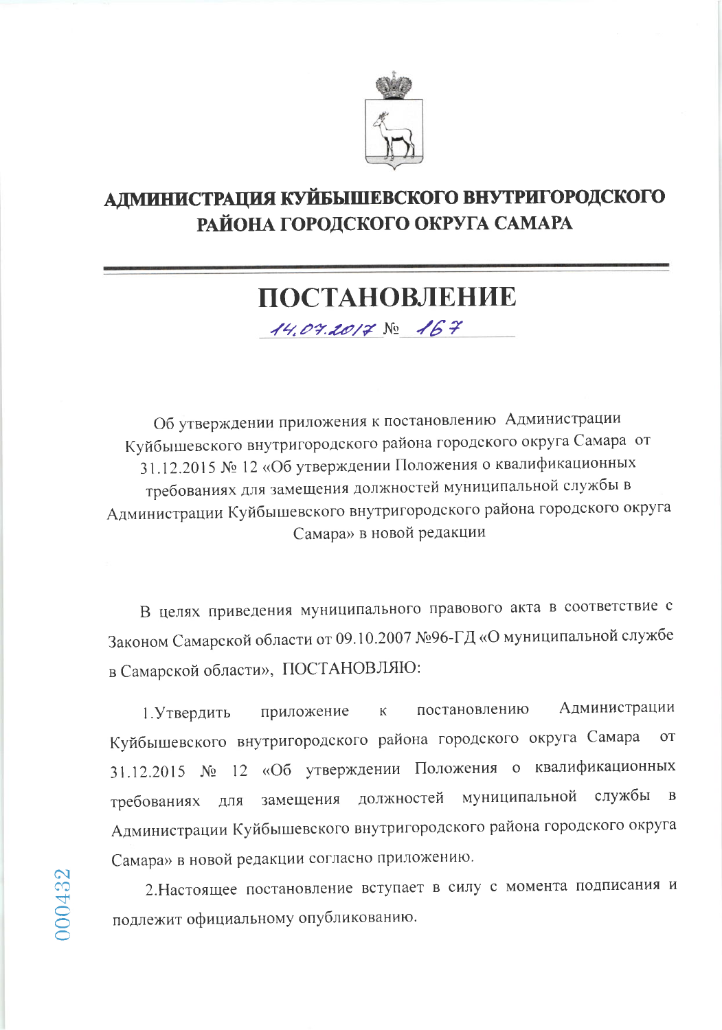# АДМИНИСТРАЦИЯ КУЙБЫШЕВСКОГО ВНУТРИГОРОДСКОГО РАЙОНА ГОРОДСКОГО ОКРУГА САМАРА

# ПОСТАНОВЛЕНИЕ

14.07.2017 № 167

Об утверждении приложения к постановлению Администрации Куйбышевского внутригородского района городского округа Самара от 31.12.2015 № 12 «Об утверждении Положения о квалификационных требованиях для замещения должностей муниципальной службы в Администрации Куйбышевского внутригородского района городского округа Самара» в новой редакции

В целях приведения муниципального правового акта в соответствие с Законом Самарской области от 09.10.2007 №96-ГД «О муниципальной службе в Самарской области», ПОСТАНОВЛЯЮ:

1.Утвердить приложение к постановлению Администрации Куйбышевского внутригородского района городского округа Самара от 31.12.2015 № 12 «Об утверждении Положения о квалификационных требованиях для замещения должностей муниципальной службы в Администрации Куйбышевского внутригородского района городского округа Самара» в новой редакции согласно приложению.

2.Настоящее постановление вступает в силу с момента подписания и подлежит официальному опубликованию.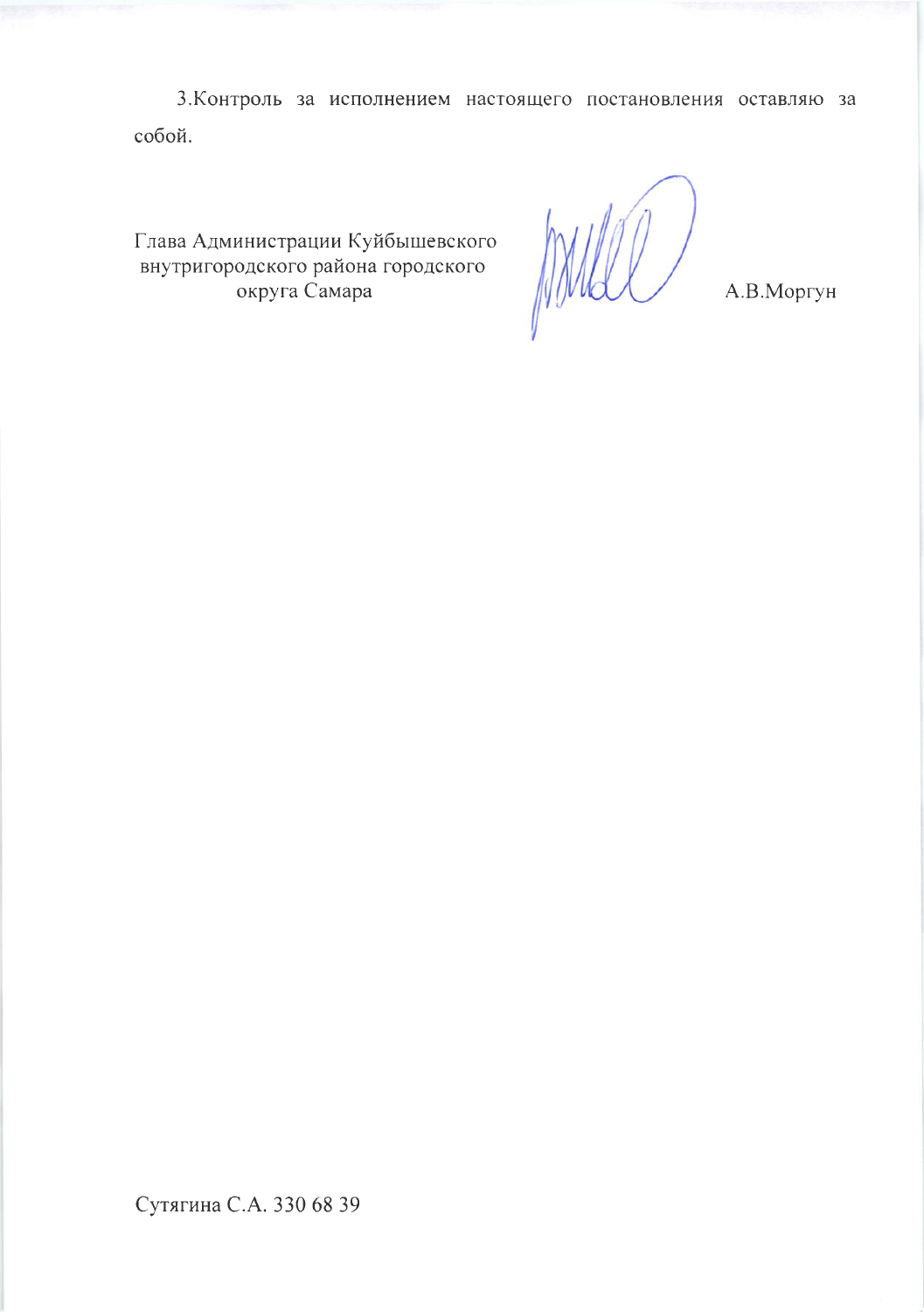3.Контроль за исполнением настоящего постановления оставляю за собой.

Глава Администрации Куйбышевского внутригородского района городского округа Самара — А.В.Моргун

Сутягина С.А. 330 68 39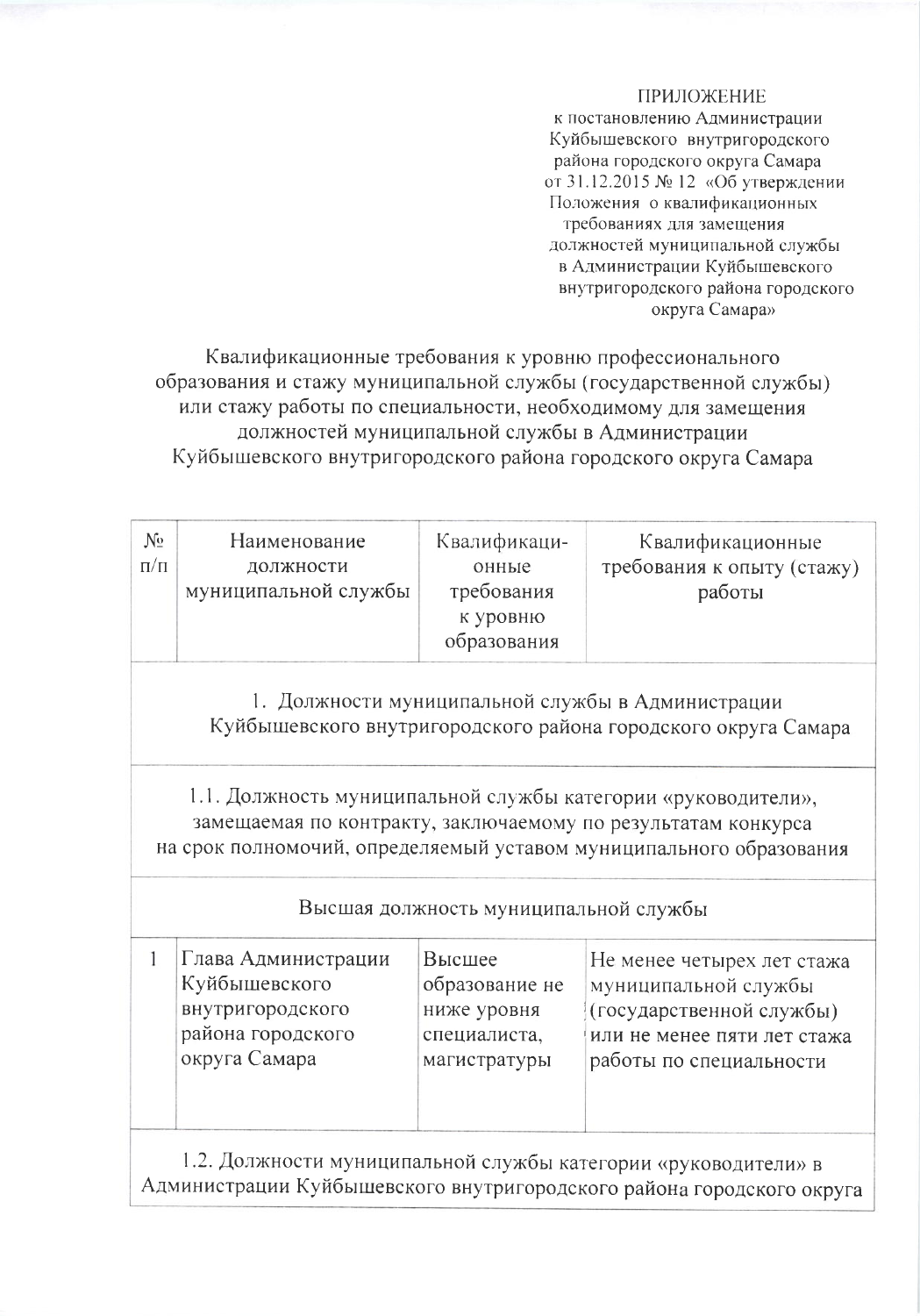ПРИЛОЖЕНИЕ
к постановлению Администрации
Куйбышевского внутригородского
района городского округа Самара
от 31.12.2015 № 12 «Об утверждении
Положения о квалификационных
требованиях для замещения
должностей муниципальной службы
в Администрации Куйбышевского
внутригородского района городского
округа Самара»

## Квалификационные требования к уровню профессионального образования и стажу муниципальной службы (государственной службы) или стажу работы по специальности, необходимому для замещения должностей муниципальной службы в Администрации Куйбышевского внутригородского района городского округа Самара

| № п/п | Наименование должности муниципальной службы | Квалификационные требования к уровню образования | Квалификационные требования к опыту (стажу) работы |
|---|---|---|---|
| 1. Должности муниципальной службы в Администрации Куйбышевского внутригородского района городского округа Самара | | | |
| 1.1. Должность муниципальной службы категории «руководители», замещаемая по контракту, заключаемому по результатам конкурса на срок полномочий, определяемый уставом муниципального образования | | | |
| Высшая должность муниципальной службы | | | |
| 1 | Глава Администрации Куйбышевского внутригородского района городского округа Самара | Высшее образование не ниже уровня специалиста, магистратуры | Не менее четырех лет стажа муниципальной службы (государственной службы) или не менее пяти лет стажа работы по специальности |
| 1.2. Должности муниципальной службы категории «руководители» в Администрации Куйбышевского внутригородского района городского округа | | | |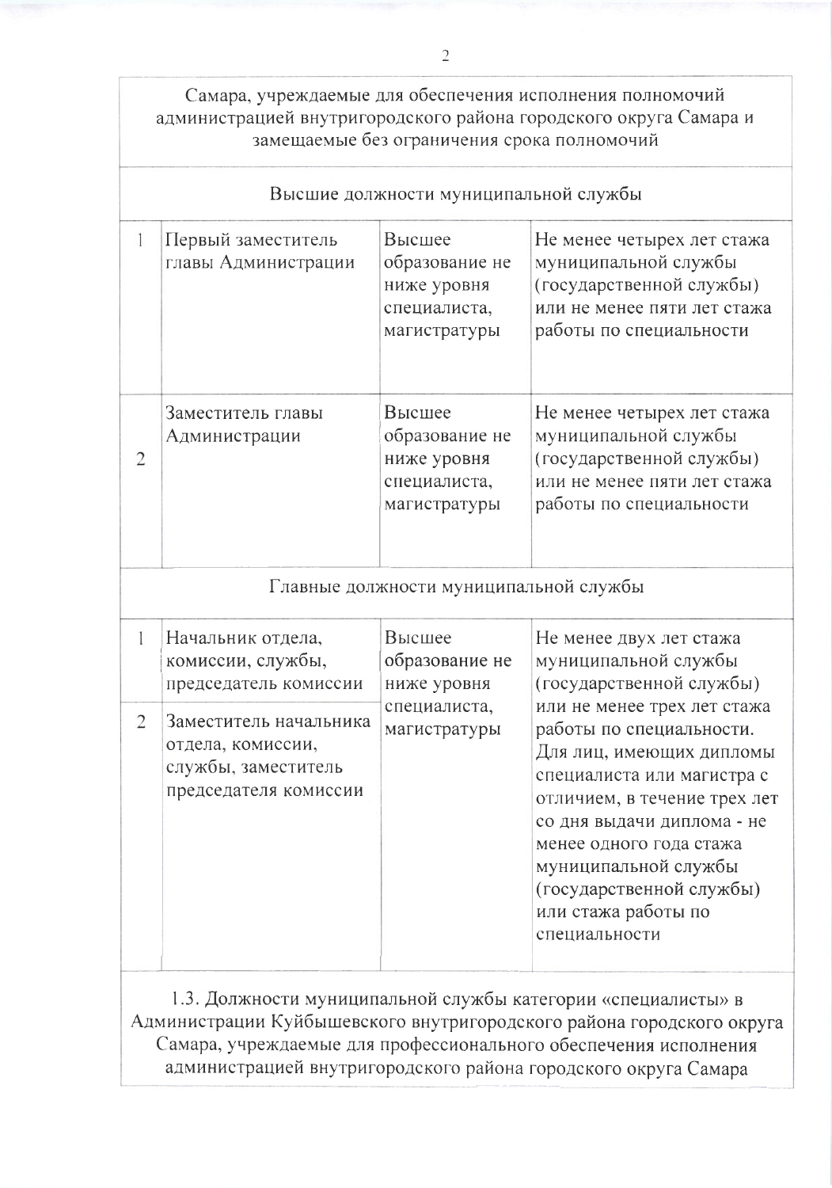| | | | |
|---|---|---|---|
| Самара, учреждаемые для обеспечения исполнения полномочий администрацией внутригородского района городского округа Самара и замещаемые без ограничения срока полномочий | | | |
| Высшие должности муниципальной службы | | | |
| 1 | Первый заместитель главы Администрации | Высшее образование не ниже уровня специалиста, магистратуры | Не менее четырех лет стажа муниципальной службы (государственной службы) или не менее пяти лет стажа работы по специальности |
| 2 | Заместитель главы Администрации | Высшее образование не ниже уровня специалиста, магистратуры | Не менее четырех лет стажа муниципальной службы (государственной службы) или не менее пяти лет стажа работы по специальности |
| Главные должности муниципальной службы | | | |
| 1 | Начальник отдела, комиссии, службы, председатель комиссии | Высшее образование не ниже уровня специалиста, магистратуры | Не менее двух лет стажа муниципальной службы (государственной службы) или не менее трех лет стажа работы по специальности. Для лиц, имеющих дипломы специалиста или магистра с отличием, в течение трех лет со дня выдачи диплома - не менее одного года стажа муниципальной службы (государственной службы) или стажа работы по специальности |
| 2 | Заместитель начальника отдела, комиссии, службы, заместитель председателя комиссии | | |
| 1.3. Должности муниципальной службы категории «специалисты» в Администрации Куйбышевского внутригородского района городского округа Самара, учреждаемые для профессионального обеспечения исполнения администрацией внутригородского района городского округа Самара | | | |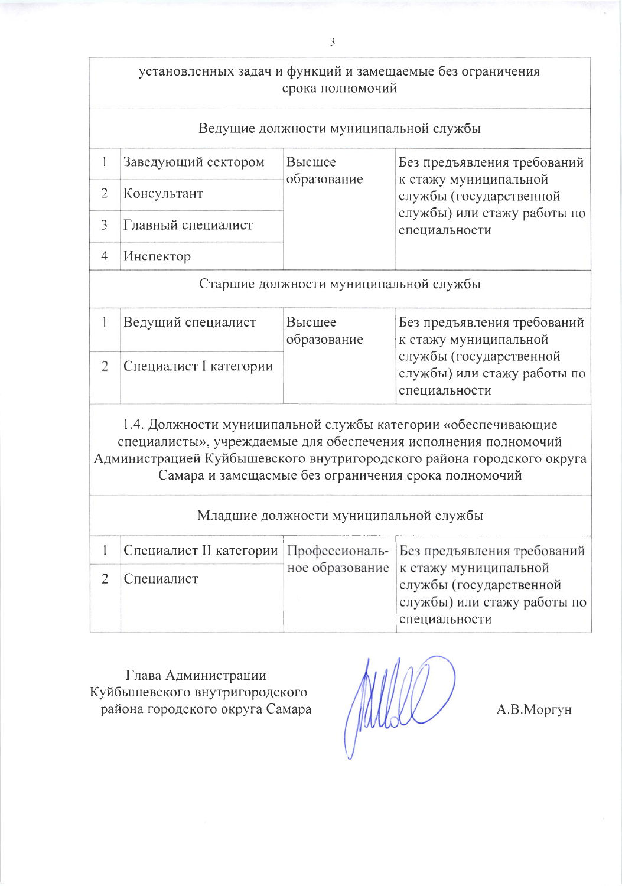| | | | |
|---|---|---|---|
| установленных задач и функций и замещаемые без ограничения срока полномочий | | | |
| Ведущие должности муниципальной службы | | | |
| 1 | Заведующий сектором | Высшее образование | Без предъявления требований к стажу муниципальной службы (государственной службы) или стажу работы по специальности |
| 2 | Консультант | | |
| 3 | Главный специалист | | |
| 4 | Инспектор | | |
| Старшие должности муниципальной службы | | | |
| 1 | Ведущий специалист | Высшее образование | Без предъявления требований к стажу муниципальной службы (государственной службы) или стажу работы по специальности |
| 2 | Специалист I категории | | |
| 1.4. Должности муниципальной службы категории «обеспечивающие специалисты», учреждаемые для обеспечения исполнения полномочий Администрацией Куйбышевского внутригородского района городского округа Самара и замещаемые без ограничения срока полномочий | | | |
| Младшие должности муниципальной службы | | | |
| 1 | Специалист II категории | Профессиональное образование | Без предъявления требований к стажу муниципальной службы (государственной службы) или стажу работы по специальности |
| 2 | Специалист | | |

Глава Администрации
Куйбышевского внутригородского
района городского округа Самара

А.В.Моргун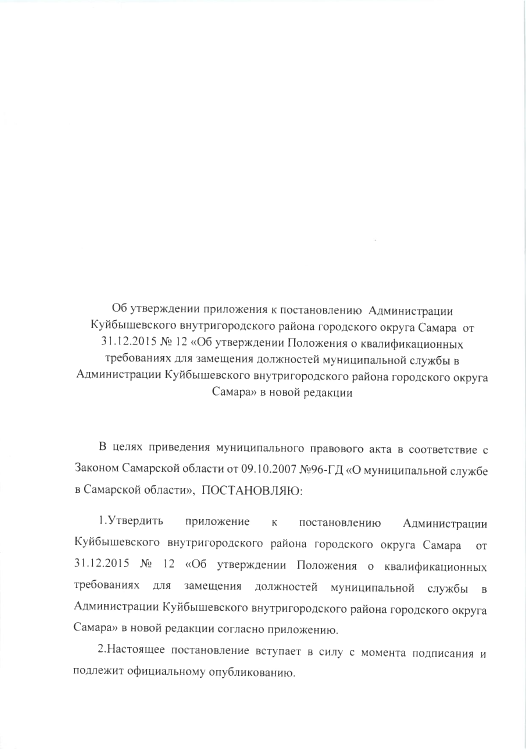Об утверждении приложения к постановлению Администрации Куйбышевского внутригородского района городского округа Самара от 31.12.2015 № 12 «Об утверждении Положения о квалификационных требованиях для замещения должностей муниципальной службы в Администрации Куйбышевского внутригородского района городского округа Самара» в новой редакции

В целях приведения муниципального правового акта в соответствие с Законом Самарской области от 09.10.2007 №96-ГД «О муниципальной службе в Самарской области», ПОСТАНОВЛЯЮ:

1.Утвердить приложение к постановлению Администрации Куйбышевского внутригородского района городского округа Самара от 31.12.2015 № 12 «Об утверждении Положения о квалификационных требованиях для замещения должностей муниципальной службы в Администрации Куйбышевского внутригородского района городского округа Самара» в новой редакции согласно приложению.

2.Настоящее постановление вступает в силу с момента подписания и подлежит официальному опубликованию.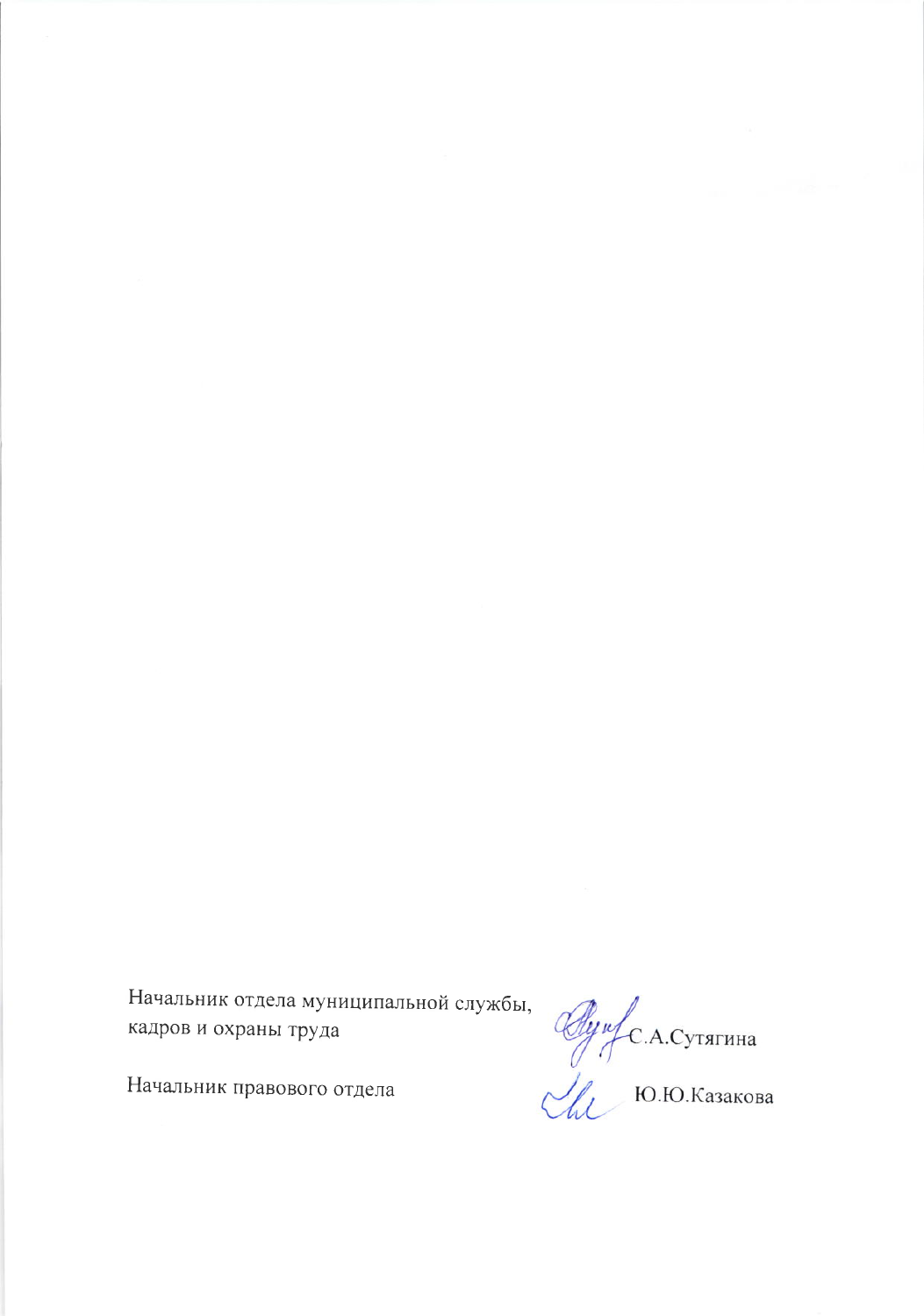| | |
|---|---|
| Начальник отдела муниципальной службы, кадров и охраны труда | С.А.Сутягина |
| Начальник правового отдела | Ю.Ю.Казакова |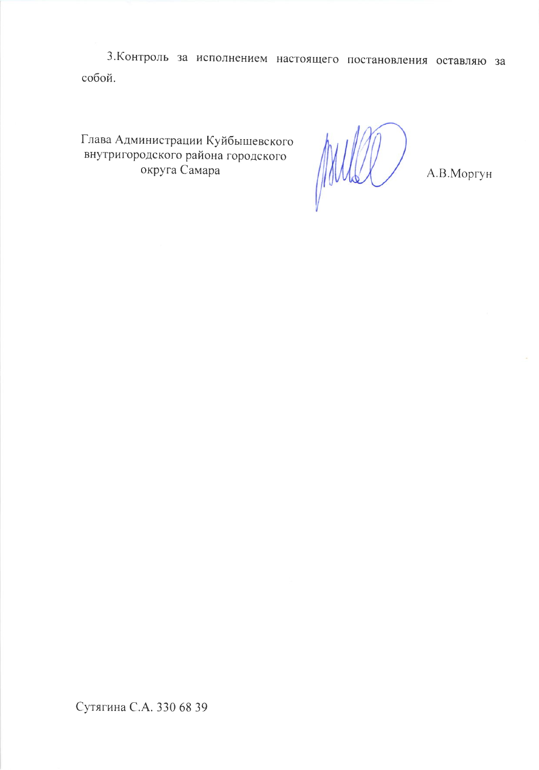3.Контроль за исполнением настоящего постановления оставляю за собой.

Глава Администрации Куйбышевского внутригородского района городского округа Самара

А.В.Моргун

Сутягина С.А. 330 68 39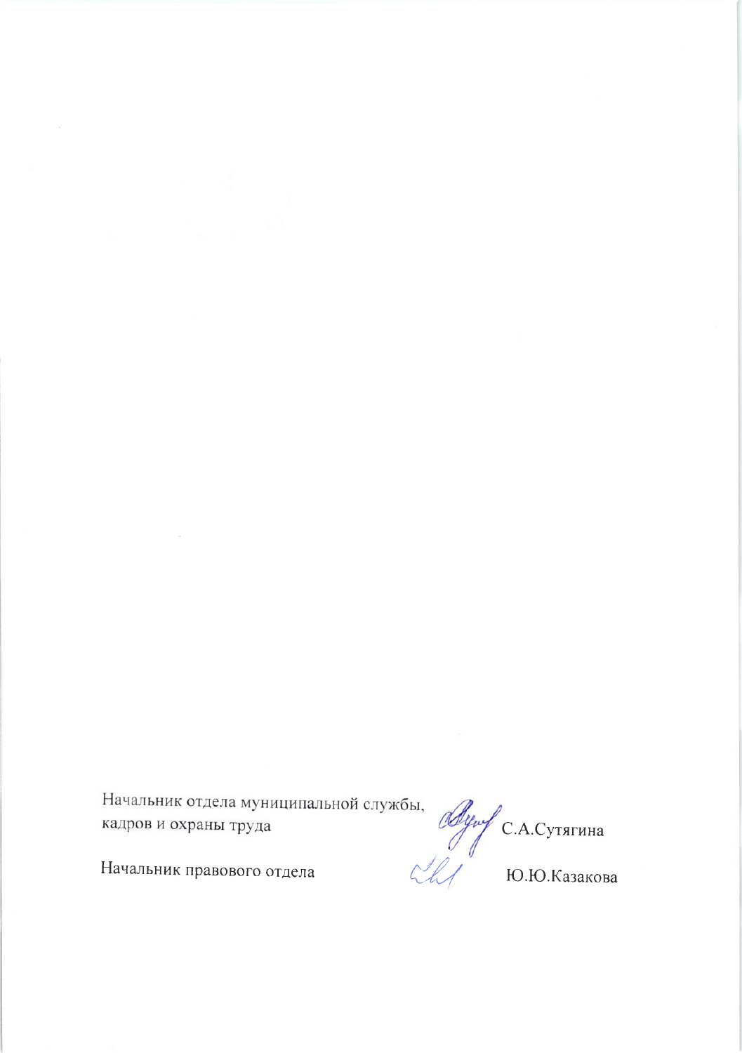Начальник отдела муниципальной службы, кадров и охраны труда С.А.Сутягина

Начальник правового отдела Ю.Ю.Казакова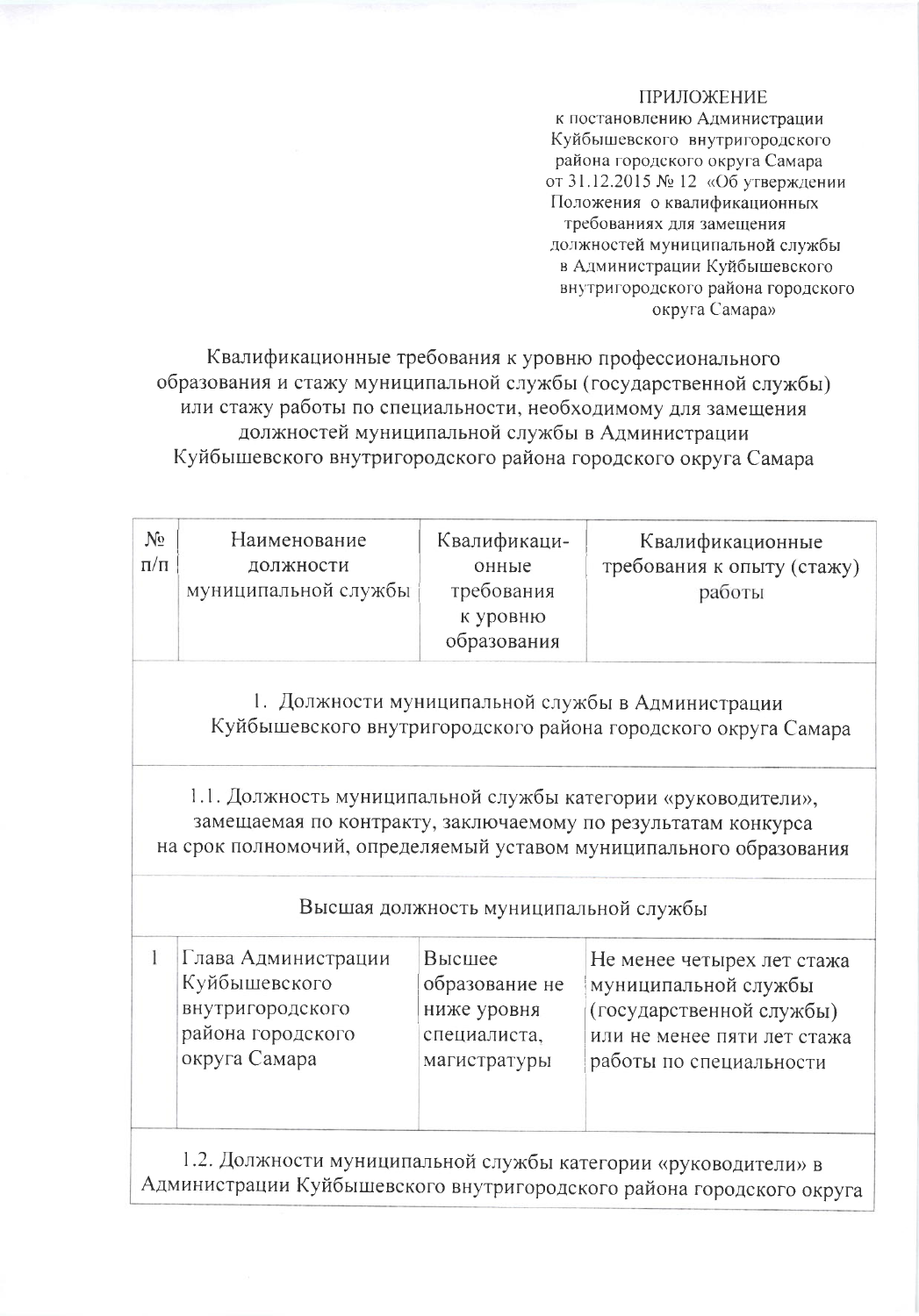ПРИЛОЖЕНИЕ
к постановлению Администрации
Куйбышевского внутригородского
района городского округа Самара
от 31.12.2015 № 12 «Об утверждении
Положения о квалификационных
требованиях для замещения
должностей муниципальной службы
в Администрации Куйбышевского
внутригородского района городского
округа Самара»

## Квалификационные требования к уровню профессионального образования и стажу муниципальной службы (государственной службы) или стажу работы по специальности, необходимому для замещения должностей муниципальной службы в Администрации Куйбышевского внутригородского района городского округа Самара

| № п/п | Наименование должности муниципальной службы | Квалификационные требования к уровню образования | Квалификационные требования к опыту (стажу) работы |
|---|---|---|---|
| 1. Должности муниципальной службы в Администрации Куйбышевского внутригородского района городского округа Самара | | | |
| 1.1. Должность муниципальной службы категории «руководители», замещаемая по контракту, заключаемому по результатам конкурса на срок полномочий, определяемый уставом муниципального образования | | | |
| Высшая должность муниципальной службы | | | |
| 1 | Глава Администрации Куйбышевского внутригородского района городского округа Самара | Высшее образование не ниже уровня специалиста, магистратуры | Не менее четырех лет стажа муниципальной службы (государственной службы) или не менее пяти лет стажа работы по специальности |
| 1.2. Должности муниципальной службы категории «руководители» в Администрации Куйбышевского внутригородского района городского округа | | | |